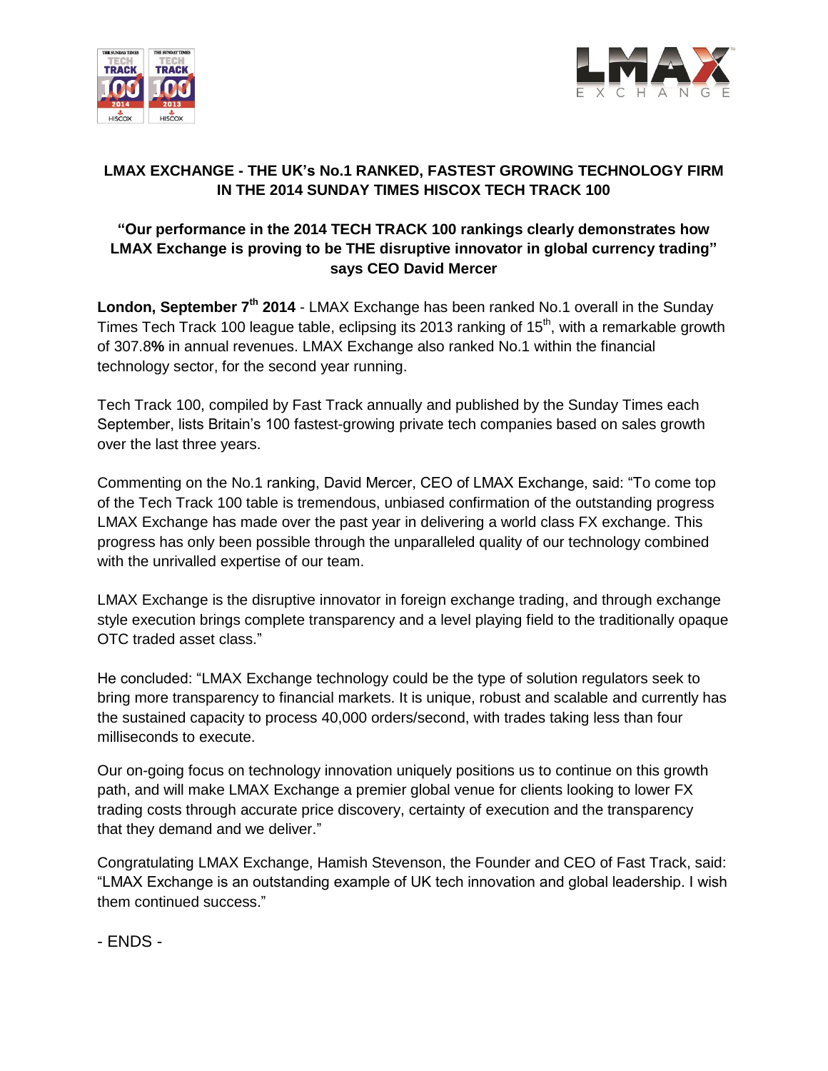## LMAX EXCHANGE - THE UK's No.1 RANKED, FASTEST GROWING TECHNOLOGY FIRM IN THE 2014 SUNDAY TIMES HISCOX TECH TRACK 100

### "Our performance in the 2014 TECH TRACK 100 rankings clearly demonstrates how LMAX Exchange is proving to be THE disruptive innovator in global currency trading" says CEO David Mercer

**London, September 7th 2014** - LMAX Exchange has been ranked No.1 overall in the Sunday Times Tech Track 100 league table, eclipsing its 2013 ranking of 15th, with a remarkable growth of 307.8**%** in annual revenues. LMAX Exchange also ranked No.1 within the financial technology sector, for the second year running.

Tech Track 100, compiled by Fast Track annually and published by the Sunday Times each September, lists Britain's 100 fastest-growing private tech companies based on sales growth over the last three years.

Commenting on the No.1 ranking, David Mercer, CEO of LMAX Exchange, said: "To come top of the Tech Track 100 table is tremendous, unbiased confirmation of the outstanding progress LMAX Exchange has made over the past year in delivering a world class FX exchange. This progress has only been possible through the unparalleled quality of our technology combined with the unrivalled expertise of our team.

LMAX Exchange is the disruptive innovator in foreign exchange trading, and through exchange style execution brings complete transparency and a level playing field to the traditionally opaque OTC traded asset class."

He concluded: "LMAX Exchange technology could be the type of solution regulators seek to bring more transparency to financial markets. It is unique, robust and scalable and currently has the sustained capacity to process 40,000 orders/second, with trades taking less than four milliseconds to execute.

Our on-going focus on technology innovation uniquely positions us to continue on this growth path, and will make LMAX Exchange a premier global venue for clients looking to lower FX trading costs through accurate price discovery, certainty of execution and the transparency that they demand and we deliver."

Congratulating LMAX Exchange, Hamish Stevenson, the Founder and CEO of Fast Track, said: "LMAX Exchange is an outstanding example of UK tech innovation and global leadership. I wish them continued success."

- ENDS -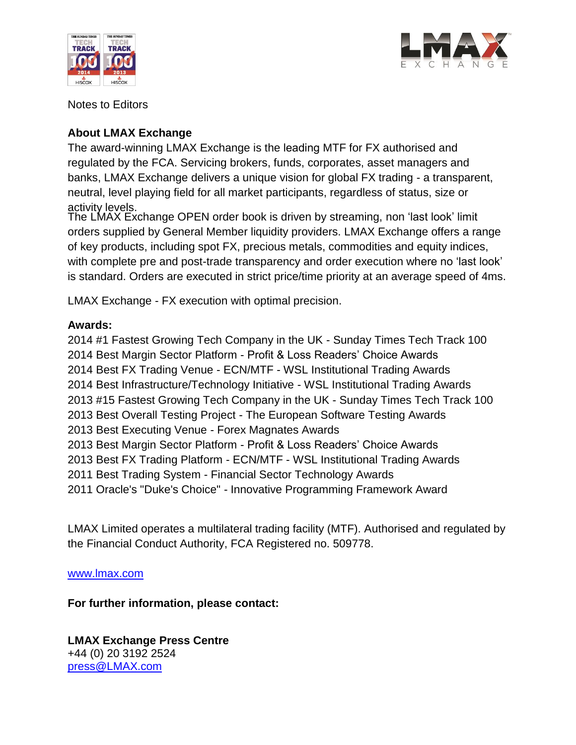Notes to Editors

**About LMAX Exchange**

The award-winning LMAX Exchange is the leading MTF for FX authorised and regulated by the FCA. Servicing brokers, funds, corporates, asset managers and banks, LMAX Exchange delivers a unique vision for global FX trading - a transparent, neutral, level playing field for all market participants, regardless of status, size or activity levels.

The LMAX Exchange OPEN order book is driven by streaming, non 'last look' limit orders supplied by General Member liquidity providers. LMAX Exchange offers a range of key products, including spot FX, precious metals, commodities and equity indices, with complete pre and post-trade transparency and order execution where no 'last look' is standard. Orders are executed in strict price/time priority at an average speed of 4ms.

LMAX Exchange - FX execution with optimal precision.

**Awards:**

2014 #1 Fastest Growing Tech Company in the UK - Sunday Times Tech Track 100
2014 Best Margin Sector Platform - Profit & Loss Readers' Choice Awards
2014 Best FX Trading Venue - ECN/MTF - WSL Institutional Trading Awards
2014 Best Infrastructure/Technology Initiative - WSL Institutional Trading Awards
2013 #15 Fastest Growing Tech Company in the UK - Sunday Times Tech Track 100
2013 Best Overall Testing Project - The European Software Testing Awards
2013 Best Executing Venue - Forex Magnates Awards
2013 Best Margin Sector Platform - Profit & Loss Readers' Choice Awards
2013 Best FX Trading Platform - ECN/MTF - WSL Institutional Trading Awards
2011 Best Trading System - Financial Sector Technology Awards
2011 Oracle's "Duke's Choice" - Innovative Programming Framework Award

LMAX Limited operates a multilateral trading facility (MTF). Authorised and regulated by the Financial Conduct Authority, FCA Registered no. 509778.

www.lmax.com

**For further information, please contact:**

**LMAX Exchange Press Centre**
+44 (0) 20 3192 2524
press@LMAX.com